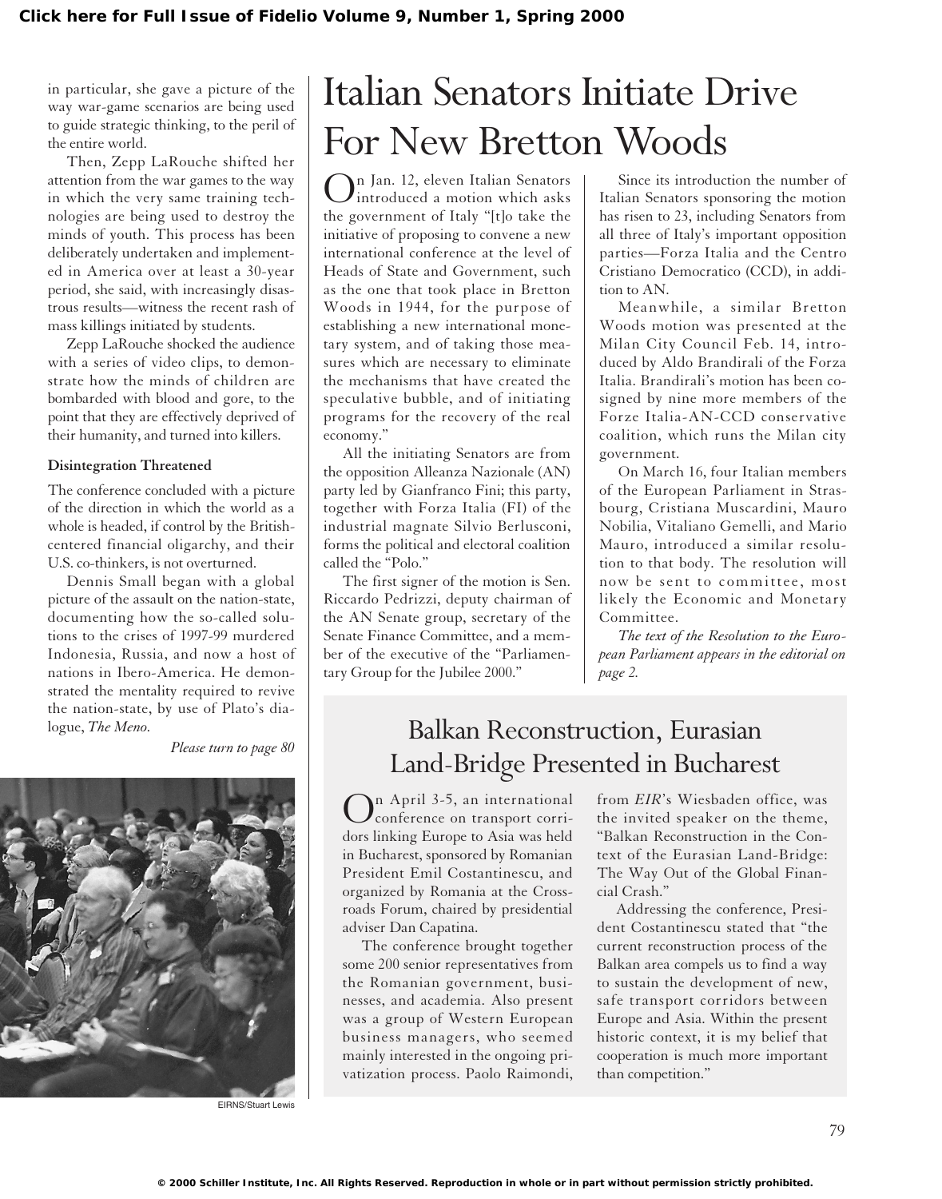in particular, she gave a picture of the way war-game scenarios are being used to guide strategic thinking, to the peril of the entire world.

Then, Zepp LaRouche shifted her attention from the war games to the way in which the very same training technologies are being used to destroy the minds of youth. This process has been deliberately undertaken and implemented in America over at least a 30-year period, she said, with increasingly disastrous results—witness the recent rash of mass killings initiated by students.

Zepp LaRouche shocked the audience with a series of video clips, to demonstrate how the minds of children are bombarded with blood and gore, to the point that they are effectively deprived of their humanity, and turned into killers.

### Disintegration Threatened

The conference concluded with a picture of the direction in which the world as a whole is headed, if control by the British-centered financial oligarchy, and their U.S. co-thinkers, is not overturned.

Dennis Small began with a global picture of the assault on the nation-state, documenting how the so-called solutions to the crises of 1997-99 murdered Indonesia, Russia, and now a host of nations in Ibero-America. He demonstrated the mentality required to revive the nation-state, by use of Plato's dialogue, *The Meno.*

*Please turn to page 80*

EIRNS/Stuart Lewis

# Italian Senators Initiate Drive For New Bretton Woods

On Jan. 12, eleven Italian Senators introduced a motion which asks the government of Italy "[t]o take the initiative of proposing to convene a new international conference at the level of Heads of State and Government, such as the one that took place in Bretton Woods in 1944, for the purpose of establishing a new international monetary system, and of taking those measures which are necessary to eliminate the mechanisms that have created the speculative bubble, and of initiating programs for the recovery of the real economy."

All the initiating Senators are from the opposition Alleanza Nazionale (AN) party led by Gianfranco Fini; this party, together with Forza Italia (FI) of the industrial magnate Silvio Berlusconi, forms the political and electoral coalition called the "Polo."

The first signer of the motion is Sen. Riccardo Pedrizzi, deputy chairman of the AN Senate group, secretary of the Senate Finance Committee, and a member of the executive of the "Parliamentary Group for the Jubilee 2000."

Since its introduction the number of Italian Senators sponsoring the motion has risen to 23, including Senators from all three of Italy's important opposition parties—Forza Italia and the Centro Cristiano Democratico (CCD), in addition to AN.

Meanwhile, a similar Bretton Woods motion was presented at the Milan City Council Feb. 14, introduced by Aldo Brandirali of the Forza Italia. Brandirali's motion has been co-signed by nine more members of the Forze Italia-AN-CCD conservative coalition, which runs the Milan city government.

On March 16, four Italian members of the European Parliament in Strasbourg, Cristiana Muscardini, Mauro Nobilia, Vitaliano Gemelli, and Mario Mauro, introduced a similar resolution to that body. The resolution will now be sent to committee, most likely the Economic and Monetary Committee.

*The text of the Resolution to the European Parliament appears in the editorial on page 2.*

## Balkan Reconstruction, Eurasian Land-Bridge Presented in Bucharest

On April 3-5, an international conference on transport corridors linking Europe to Asia was held in Bucharest, sponsored by Romanian President Emil Costantinescu, and organized by Romania at the Crossroads Forum, chaired by presidential adviser Dan Capatina.

The conference brought together some 200 senior representatives from the Romanian government, businesses, and academia. Also present was a group of Western European business managers, who seemed mainly interested in the ongoing privatization process. Paolo Raimondi, from *EIR*'s Wiesbaden office, was the invited speaker on the theme, "Balkan Reconstruction in the Context of the Eurasian Land-Bridge: The Way Out of the Global Financial Crash."

Addressing the conference, President Costantinescu stated that "the current reconstruction process of the Balkan area compels us to find a way to sustain the development of new, safe transport corridors between Europe and Asia. Within the present historic context, it is my belief that cooperation is much more important than competition."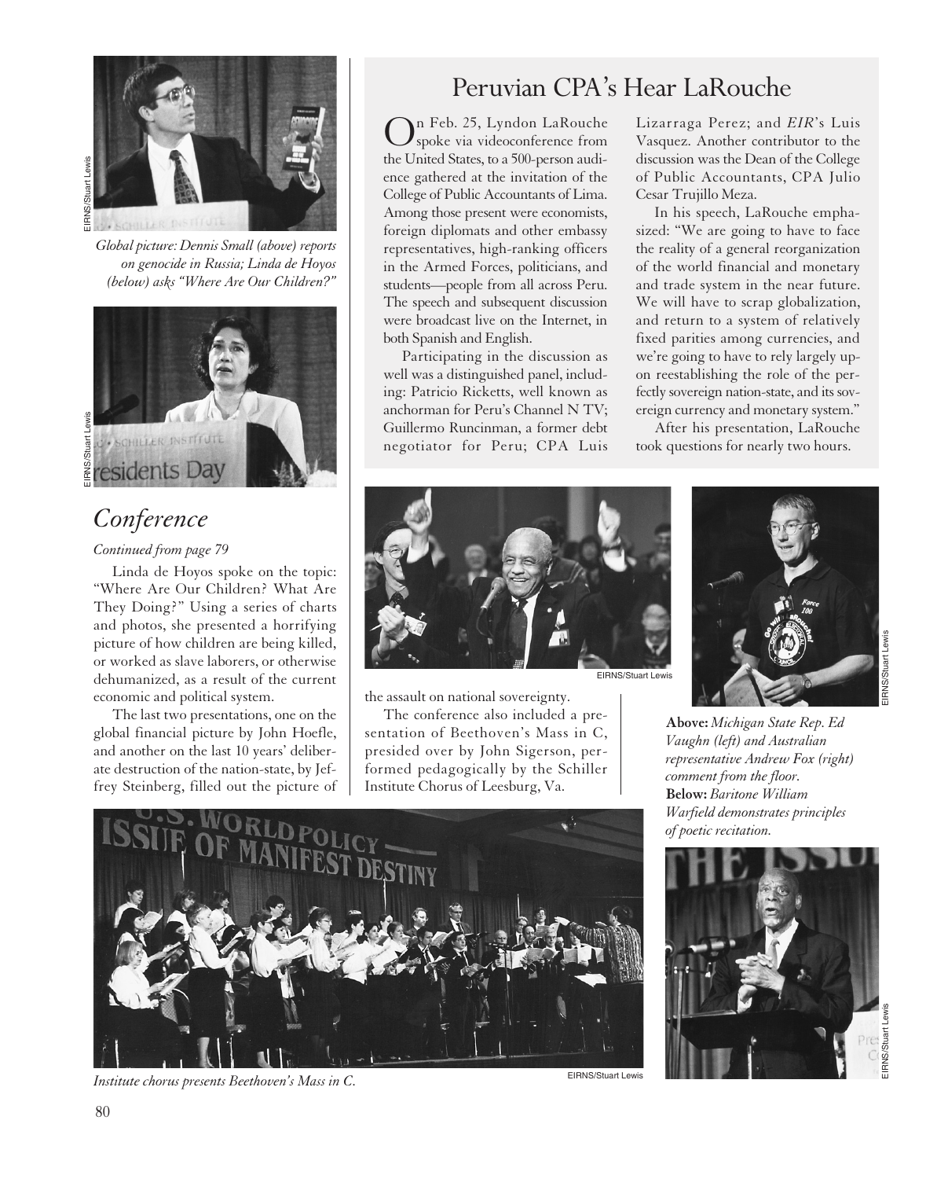*Global picture: Dennis Small (above) reports on genocide in Russia; Linda de Hoyos (below) asks "Where Are Our Children?"*

## Conference

*Continued from page 79*

Linda de Hoyos spoke on the topic: "Where Are Our Children? What Are They Doing?" Using a series of charts and photos, she presented a horrifying picture of how children are being killed, or worked as slave laborers, or otherwise dehumanized, as a result of the current economic and political system.

The last two presentations, one on the global financial picture by John Hoefle, and another on the last 10 years' deliberate destruction of the nation-state, by Jeffrey Steinberg, filled out the picture of the assault on national sovereignty.

The conference also included a presentation of Beethoven's Mass in C, presided over by John Sigerson, performed pedagogically by the Schiller Institute Chorus of Leesburg, Va.

## Peruvian CPA's Hear LaRouche

On Feb. 25, Lyndon LaRouche spoke via videoconference from the United States, to a 500-person audience gathered at the invitation of the College of Public Accountants of Lima. Among those present were economists, foreign diplomats and other embassy representatives, high-ranking officers in the Armed Forces, politicians, and students—people from all across Peru. The speech and subsequent discussion were broadcast live on the Internet, in both Spanish and English.

Participating in the discussion as well was a distinguished panel, including: Patricio Ricketts, well known as anchorman for Peru's Channel N TV; Guillermo Runcinman, a former debt negotiator for Peru; CPA Luis Lizarraga Perez; and *EIR*'s Luis Vasquez. Another contributor to the discussion was the Dean of the College of Public Accountants, CPA Julio Cesar Trujillo Meza.

In his speech, LaRouche emphasized: "We are going to have to face the reality of a general reorganization of the world financial and monetary and trade system in the near future. We will have to scrap globalization, and return to a system of relatively fixed parities among currencies, and we're going to have to rely largely upon reestablishing the role of the perfectly sovereign nation-state, and its sovereign currency and monetary system."

After his presentation, LaRouche took questions for nearly two hours.

**Above:** *Michigan State Rep. Ed Vaughn (left) and Australian representative Andrew Fox (right) comment from the floor.*
**Below:** *Baritone William Warfield demonstrates principles of poetic recitation.*

*Institute chorus presents Beethoven's Mass in C.*